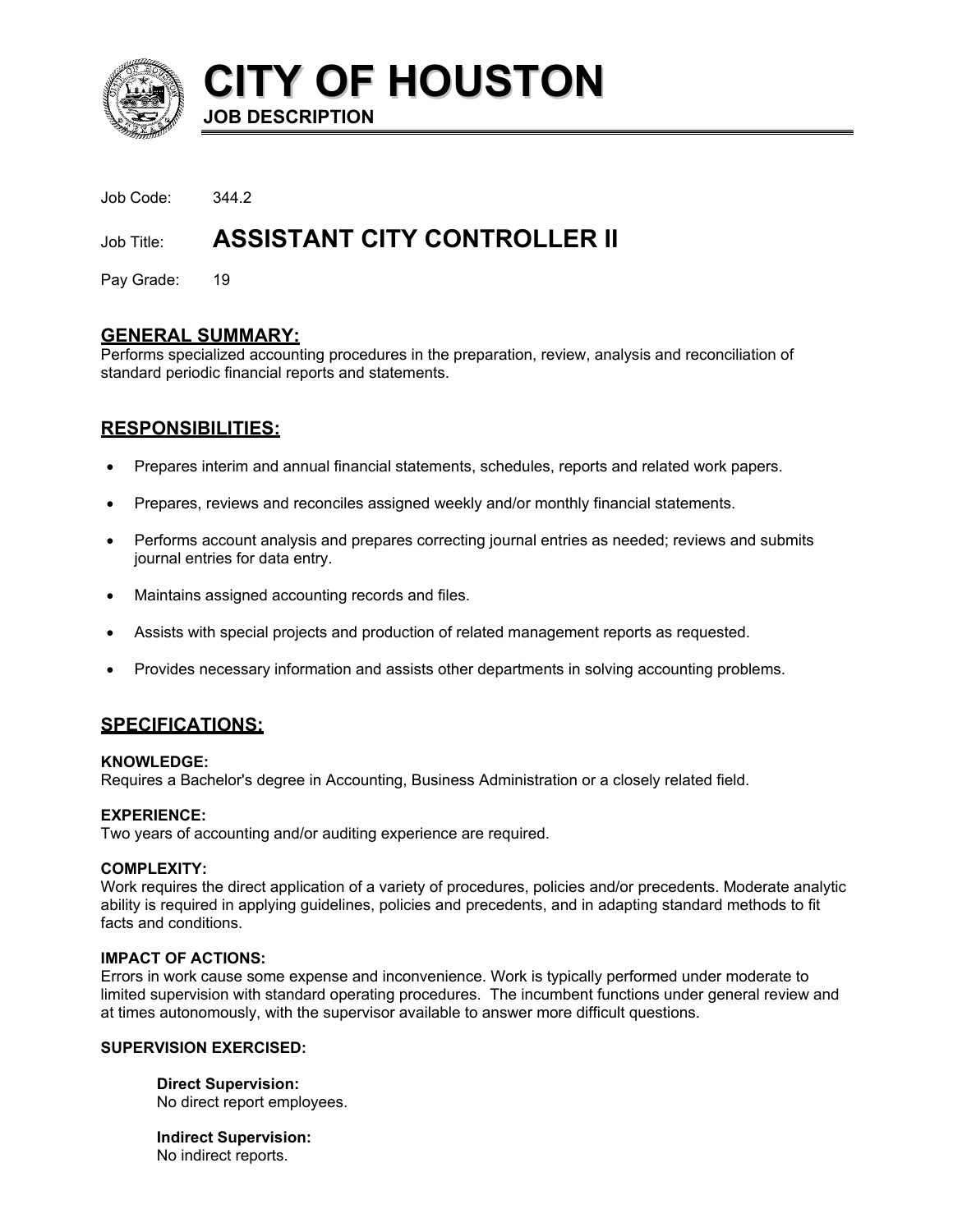# CITY OF HOUSTON

**JOB DESCRIPTION**

Job Code: 344.2

Job Title: **ASSISTANT CITY CONTROLLER II**

Pay Grade: 19

## GENERAL SUMMARY:

Performs specialized accounting procedures in the preparation, review, analysis and reconciliation of standard periodic financial reports and statements.

## RESPONSIBILITIES:

- Prepares interim and annual financial statements, schedules, reports and related work papers.
- Prepares, reviews and reconciles assigned weekly and/or monthly financial statements.
- Performs account analysis and prepares correcting journal entries as needed; reviews and submits journal entries for data entry.
- Maintains assigned accounting records and files.
- Assists with special projects and production of related management reports as requested.
- Provides necessary information and assists other departments in solving accounting problems.

## SPECIFICATIONS:

**KNOWLEDGE:**
Requires a Bachelor's degree in Accounting, Business Administration or a closely related field.

**EXPERIENCE:**
Two years of accounting and/or auditing experience are required.

**COMPLEXITY:**
Work requires the direct application of a variety of procedures, policies and/or precedents. Moderate analytic ability is required in applying guidelines, policies and precedents, and in adapting standard methods to fit facts and conditions.

**IMPACT OF ACTIONS:**
Errors in work cause some expense and inconvenience. Work is typically performed under moderate to limited supervision with standard operating procedures. The incumbent functions under general review and at times autonomously, with the supervisor available to answer more difficult questions.

**SUPERVISION EXERCISED:**

**Direct Supervision:**
No direct report employees.

**Indirect Supervision:**
No indirect reports.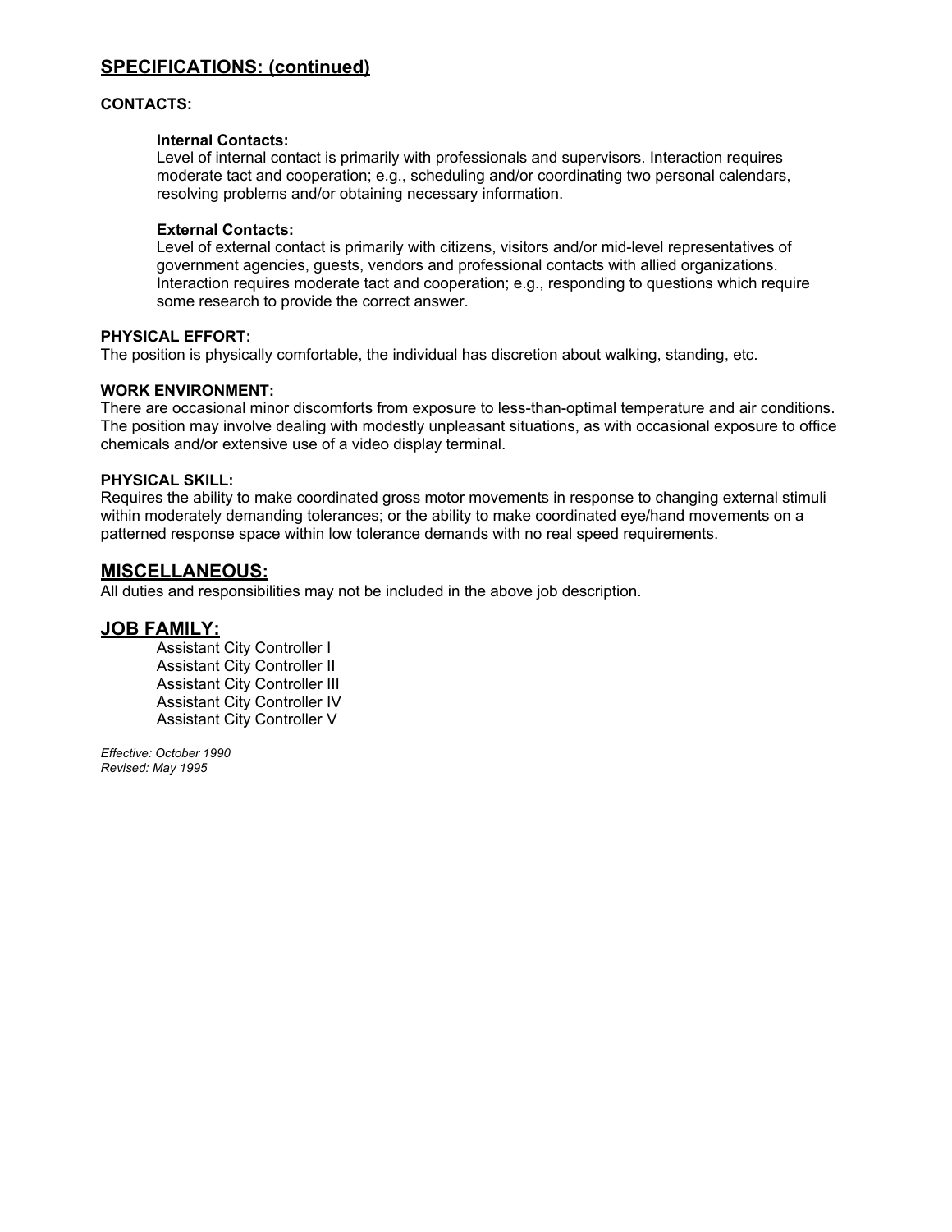## SPECIFICATIONS: (continued)

**CONTACTS:**

**Internal Contacts:**
Level of internal contact is primarily with professionals and supervisors. Interaction requires moderate tact and cooperation; e.g., scheduling and/or coordinating two personal calendars, resolving problems and/or obtaining necessary information.

**External Contacts:**
Level of external contact is primarily with citizens, visitors and/or mid-level representatives of government agencies, guests, vendors and professional contacts with allied organizations. Interaction requires moderate tact and cooperation; e.g., responding to questions which require some research to provide the correct answer.

**PHYSICAL EFFORT:**
The position is physically comfortable, the individual has discretion about walking, standing, etc.

**WORK ENVIRONMENT:**
There are occasional minor discomforts from exposure to less-than-optimal temperature and air conditions. The position may involve dealing with modestly unpleasant situations, as with occasional exposure to office chemicals and/or extensive use of a video display terminal.

**PHYSICAL SKILL:**
Requires the ability to make coordinated gross motor movements in response to changing external stimuli within moderately demanding tolerances; or the ability to make coordinated eye/hand movements on a patterned response space within low tolerance demands with no real speed requirements.

## MISCELLANEOUS:

All duties and responsibilities may not be included in the above job description.

## JOB FAMILY:

Assistant City Controller I
Assistant City Controller II
Assistant City Controller III
Assistant City Controller IV
Assistant City Controller V

*Effective: October 1990*
*Revised: May 1995*